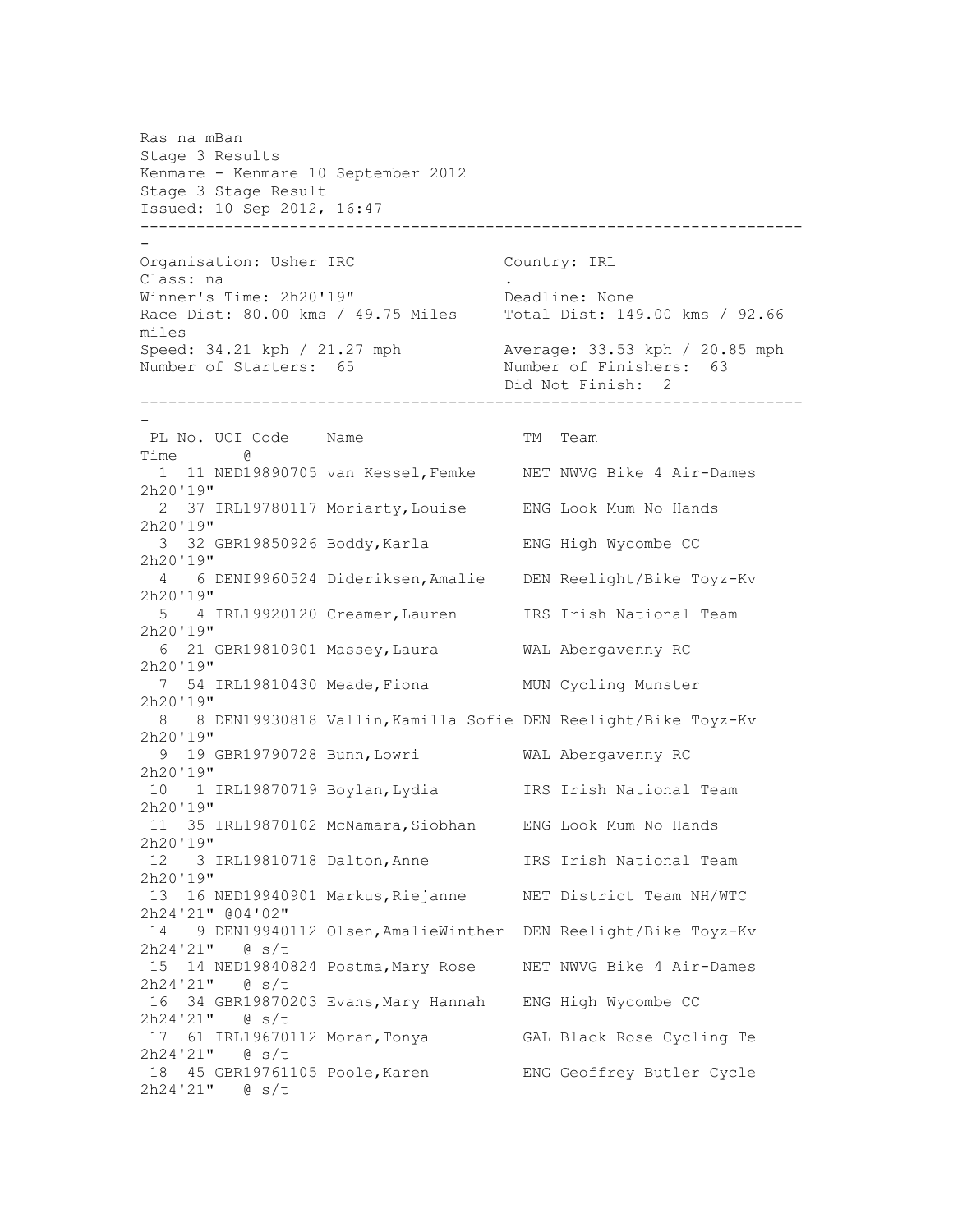Ras na mBan
Stage 3 Results
Kenmare - Kenmare 10 September 2012
Stage 3 Stage Result
Issued: 10 Sep 2012, 16:47

---

| | |
|---|---|
| Organisation: Usher IRC | Country: IRL |
| Class: na | . |
| Winner's Time: 2h20'19" | Deadline: None |
| Race Dist: 80.00 kms / 49.75 Miles | Total Dist: 149.00 kms / 92.66 miles |
| Speed: 34.21 kph / 21.27 mph | Average: 33.53 kph / 20.85 mph |
| Number of Starters: 65 | Number of Finishers: 63 |
| | Did Not Finish: 2 |

---

| PL | No. | UCI Code | Name | TM | Team | Time | @ |
|---|---|---|---|---|---|---|---|
| 1 | 11 | NED19890705 | van Kessel,Femke | NET | NWVG Bike 4 Air-Dames | 2h20'19" | |
| 2 | 37 | IRL19780117 | Moriarty,Louise | ENG | Look Mum No Hands | 2h20'19" | |
| 3 | 32 | GBR19850926 | Boddy,Karla | ENG | High Wycombe CC | 2h20'19" | |
| 4 | 6 | DENI9960524 | Dideriksen,Amalie | DEN | Reelight/Bike Toyz-Kv | 2h20'19" | |
| 5 | 4 | IRL19920120 | Creamer,Lauren | IRS | Irish National Team | 2h20'19" | |
| 6 | 21 | GBR19810901 | Massey,Laura | WAL | Abergavenny RC | 2h20'19" | |
| 7 | 54 | IRL19810430 | Meade,Fiona | MUN | Cycling Munster | 2h20'19" | |
| 8 | 8 | DEN19930818 | Vallin,Kamilla Sofie | DEN | Reelight/Bike Toyz-Kv | 2h20'19" | |
| 9 | 19 | GBR19790728 | Bunn,Lowri | WAL | Abergavenny RC | 2h20'19" | |
| 10 | 1 | IRL19870719 | Boylan,Lydia | IRS | Irish National Team | 2h20'19" | |
| 11 | 35 | IRL19870102 | McNamara,Siobhan | ENG | Look Mum No Hands | 2h20'19" | |
| 12 | 3 | IRL19810718 | Dalton,Anne | IRS | Irish National Team | 2h20'19" | |
| 13 | 16 | NED19940901 | Markus,Riejanne | NET | District Team NH/WTC | 2h24'21" | @04'02" |
| 14 | 9 | DEN19940112 | Olsen,AmalieWinther | DEN | Reelight/Bike Toyz-Kv | 2h24'21" | @ s/t |
| 15 | 14 | NED19840824 | Postma,Mary Rose | NET | NWVG Bike 4 Air-Dames | 2h24'21" | @ s/t |
| 16 | 34 | GBR19870203 | Evans,Mary Hannah | ENG | High Wycombe CC | 2h24'21" | @ s/t |
| 17 | 61 | IRL19670112 | Moran,Tonya | GAL | Black Rose Cycling Te | 2h24'21" | @ s/t |
| 18 | 45 | GBR19761105 | Poole,Karen | ENG | Geoffrey Butler Cycle | 2h24'21" | @ s/t |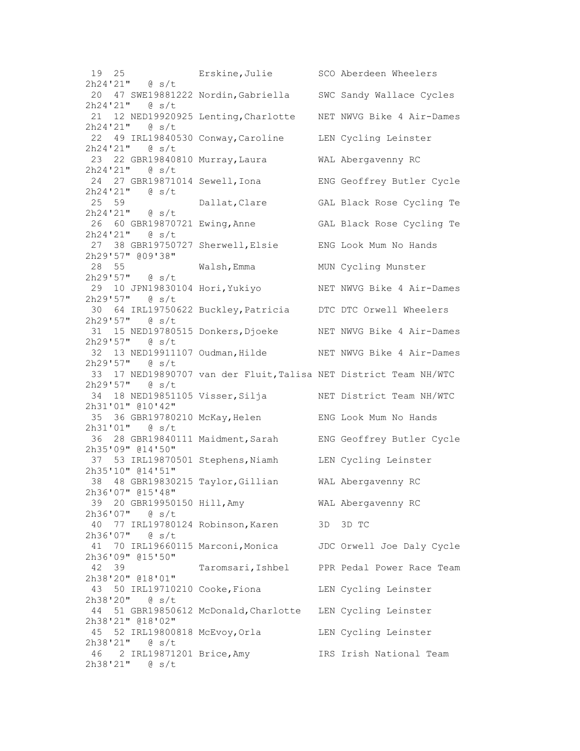```
 19  25             Erskine,Julie        SCO Aberdeen Wheelers
2h24'21"   @ s/t
 20  47 SWE19881222 Nordin,Gabriella     SWC Sandy Wallace Cycles
2h24'21"   @ s/t
 21  12 NED19920925 Lenting,Charlotte    NET NWVG Bike 4 Air-Dames
2h24'21"   @ s/t
 22  49 IRL19840530 Conway,Caroline      LEN Cycling Leinster
2h24'21"   @ s/t
 23  22 GBR19840810 Murray,Laura         WAL Abergavenny RC
2h24'21"   @ s/t
 24  27 GBR19871014 Sewell,Iona          ENG Geoffrey Butler Cycle
2h24'21"   @ s/t
 25  59             Dallat,Clare         GAL Black Rose Cycling Te
2h24'21"   @ s/t
 26  60 GBR19870721 Ewing,Anne           GAL Black Rose Cycling Te
2h24'21"   @ s/t
 27  38 GBR19750727 Sherwell,Elsie       ENG Look Mum No Hands
2h29'57" @09'38"
 28  55             Walsh,Emma           MUN Cycling Munster
2h29'57"   @ s/t
 29  10 JPN19830104 Hori,Yukiyo          NET NWVG Bike 4 Air-Dames
2h29'57"   @ s/t
 30  64 IRL19750622 Buckley,Patricia     DTC DTC Orwell Wheelers
2h29'57"   @ s/t
 31  15 NED19780515 Donkers,Djoeke       NET NWVG Bike 4 Air-Dames
2h29'57"   @ s/t
 32  13 NED19911107 Oudman,Hilde         NET NWVG Bike 4 Air-Dames
2h29'57"   @ s/t
 33  17 NED19890707 van der Fluit,Talisa NET District Team NH/WTC
2h29'57"   @ s/t
 34  18 NED19851105 Visser,Silja         NET District Team NH/WTC
2h31'01" @10'42"
 35  36 GBR19780210 McKay,Helen          ENG Look Mum No Hands
2h31'01"   @ s/t
 36  28 GBR19840111 Maidment,Sarah       ENG Geoffrey Butler Cycle
2h35'09" @14'50"
 37  53 IRL19870501 Stephens,Niamh       LEN Cycling Leinster
2h35'10" @14'51"
 38  48 GBR19830215 Taylor,Gillian       WAL Abergavenny RC
2h36'07" @15'48"
 39  20 GBR19950150 Hill,Amy             WAL Abergavenny RC
2h36'07"   @ s/t
 40  77 IRL19780124 Robinson,Karen       3D  3D TC
2h36'07"   @ s/t
 41  70 IRL19660115 Marconi,Monica       JDC Orwell Joe Daly Cycle
2h36'09" @15'50"
 42  39             Taromsari,Ishbel     PPR Pedal Power Race Team
2h38'20" @18'01"
 43  50 IRL19710210 Cooke,Fiona          LEN Cycling Leinster
2h38'20"   @ s/t
 44  51 GBR19850612 McDonald,Charlotte   LEN Cycling Leinster
2h38'21" @18'02"
 45  52 IRL19800818 McEvoy,Orla          LEN Cycling Leinster
2h38'21"   @ s/t
 46   2 IRL19871201 Brice,Amy            IRS Irish National Team
2h38'21"   @ s/t
```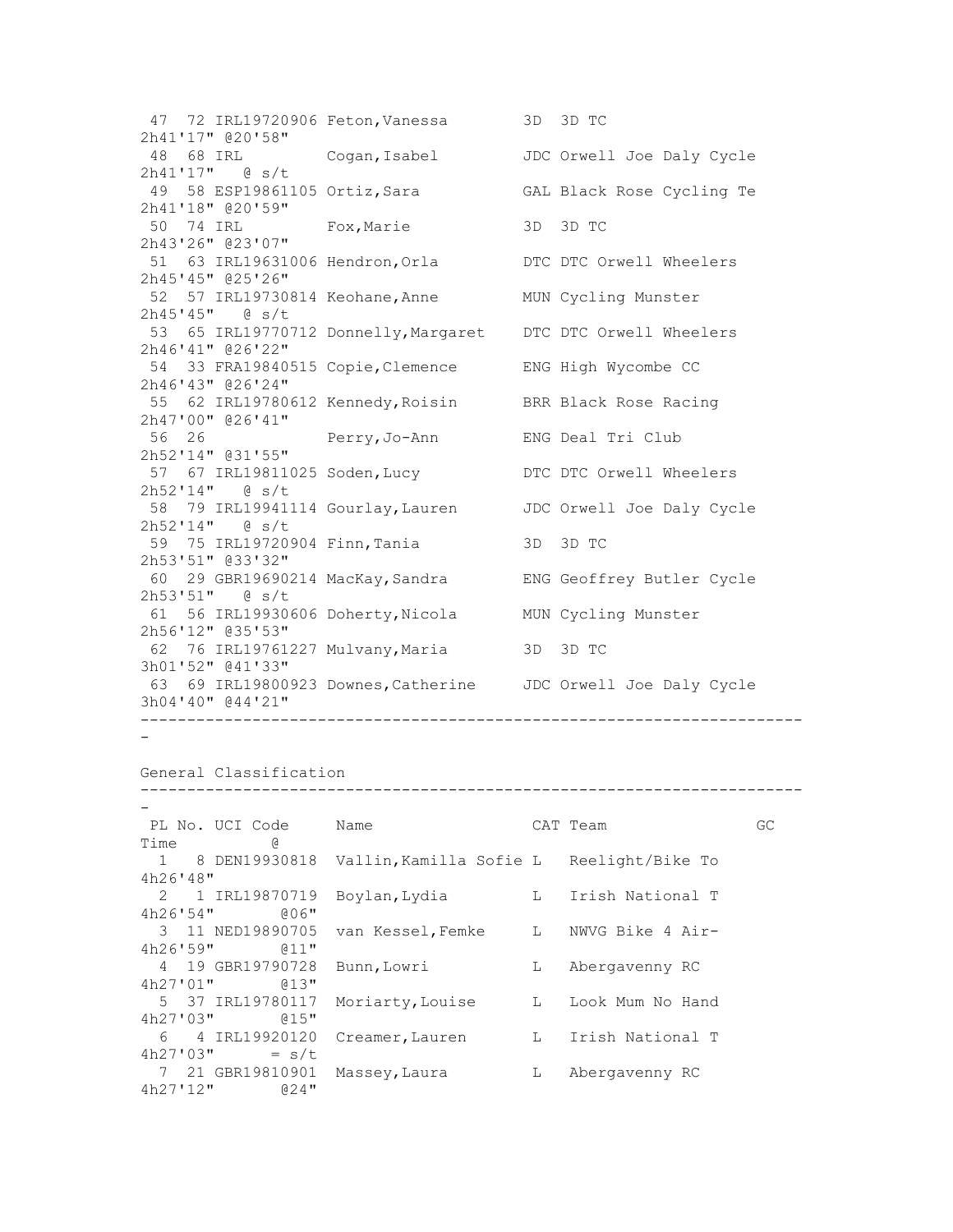| PL | No. | UCI Code | Name | CAT | Team | Time | @ |
|---|---|---|---|---|---|---|---|
| 47 | 72 | IRL19720906 | Feton,Vanessa | 3D | 3D TC | 2h41'17" | @20'58" |
| 48 | 68 | IRL | Cogan,Isabel | JDC | Orwell Joe Daly Cycle | 2h41'17" | @ s/t |
| 49 | 58 | ESP19861105 | Ortiz,Sara | GAL | Black Rose Cycling Te | 2h41'18" | @20'59" |
| 50 | 74 | IRL | Fox,Marie | 3D | 3D TC | 2h43'26" | @23'07" |
| 51 | 63 | IRL19631006 | Hendron,Orla | DTC | DTC Orwell Wheelers | 2h45'45" | @25'26" |
| 52 | 57 | IRL19730814 | Keohane,Anne | MUN | Cycling Munster | 2h45'45" | @ s/t |
| 53 | 65 | IRL19770712 | Donnelly,Margaret | DTC | DTC Orwell Wheelers | 2h46'41" | @26'22" |
| 54 | 33 | FRA19840515 | Copie,Clemence | ENG | High Wycombe CC | 2h46'43" | @26'24" |
| 55 | 62 | IRL19780612 | Kennedy,Roisin | BRR | Black Rose Racing | 2h47'00" | @26'41" |
| 56 | 26 | | Perry,Jo-Ann | ENG | Deal Tri Club | 2h52'14" | @31'55" |
| 57 | 67 | IRL19811025 | Soden,Lucy | DTC | DTC Orwell Wheelers | 2h52'14" | @ s/t |
| 58 | 79 | IRL19941114 | Gourlay,Lauren | JDC | Orwell Joe Daly Cycle | 2h52'14" | @ s/t |
| 59 | 75 | IRL19720904 | Finn,Tania | 3D | 3D TC | 2h53'51" | @33'32" |
| 60 | 29 | GBR19690214 | MacKay,Sandra | ENG | Geoffrey Butler Cycle | 2h53'51" | @ s/t |
| 61 | 56 | IRL19930606 | Doherty,Nicola | MUN | Cycling Munster | 2h56'12" | @35'53" |
| 62 | 76 | IRL19761227 | Mulvany,Maria | 3D | 3D TC | 3h01'52" | @41'33" |
| 63 | 69 | IRL19800923 | Downes,Catherine | JDC | Orwell Joe Daly Cycle | 3h04'40" | @44'21" |

## General Classification

| PL | No. | UCI Code | Name | CAT | Team | GC Time | @ |
|---|---|---|---|---|---|---|---|
| 1 | 8 | DEN19930818 | Vallin,Kamilla Sofie | L | Reelight/Bike To | 4h26'48" | |
| 2 | 1 | IRL19870719 | Boylan,Lydia | L | Irish National T | 4h26'54" | @06" |
| 3 | 11 | NED19890705 | van Kessel,Femke | L | NWVG Bike 4 Air- | 4h26'59" | @11" |
| 4 | 19 | GBR19790728 | Bunn,Lowri | L | Abergavenny RC | 4h27'01" | @13" |
| 5 | 37 | IRL19780117 | Moriarty,Louise | L | Look Mum No Hand | 4h27'03" | @15" |
| 6 | 4 | IRL19920120 | Creamer,Lauren | L | Irish National T | 4h27'03" | = s/t |
| 7 | 21 | GBR19810901 | Massey,Laura | L | Abergavenny RC | 4h27'12" | @24" |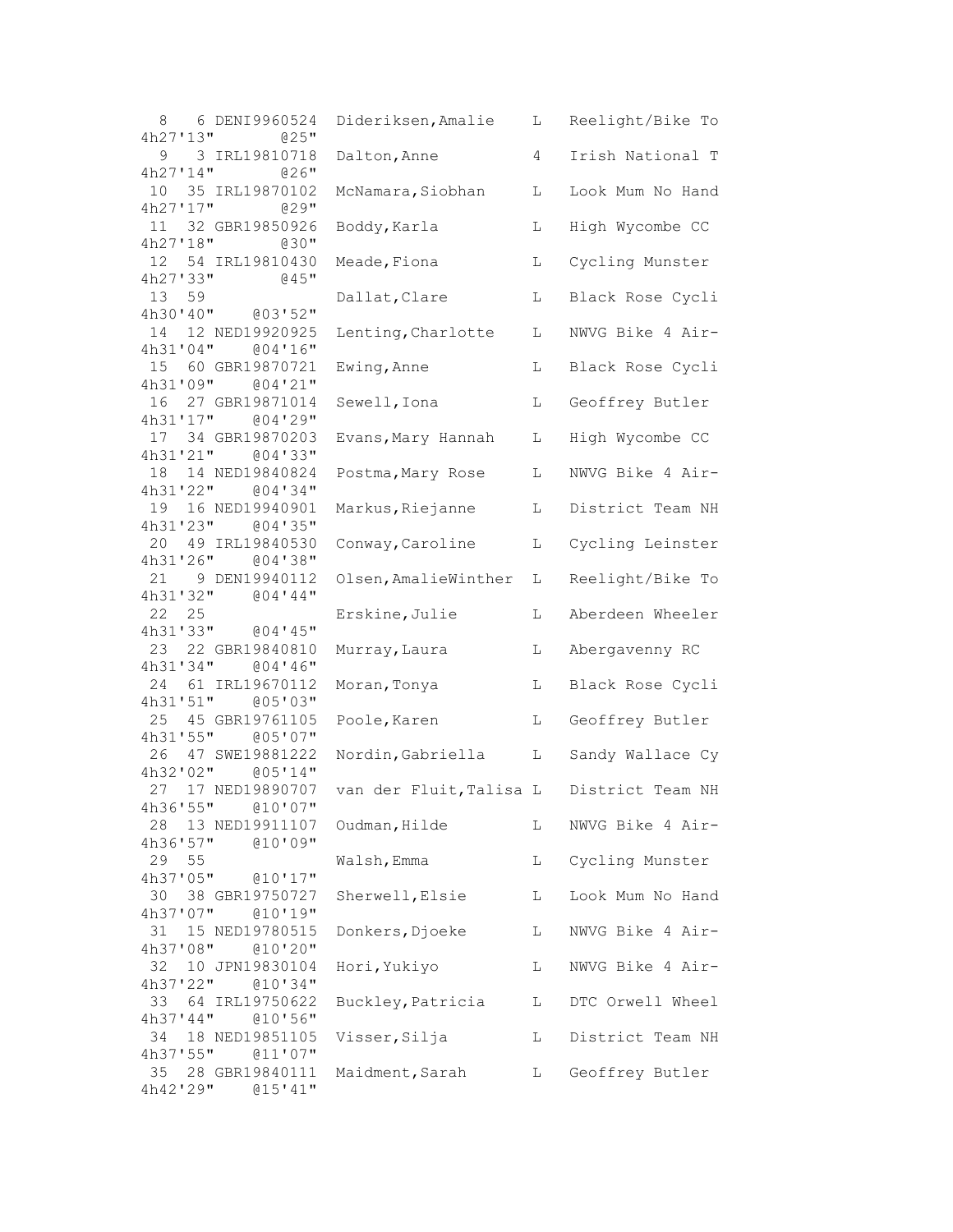```
  8   6 DENI9960524  Dideriksen,Amalie    L   Reelight/Bike To
4h27'13"        @25"
  9   3 IRL19810718  Dalton,Anne          4   Irish National T
4h27'14"        @26"
 10  35 IRL19870102  McNamara,Siobhan     L   Look Mum No Hand
4h27'17"        @29"
 11  32 GBR19850926  Boddy,Karla          L   High Wycombe CC
4h27'18"        @30"
 12  54 IRL19810430  Meade,Fiona          L   Cycling Munster
4h27'33"        @45"
 13  59              Dallat,Clare         L   Black Rose Cycli
4h30'40"    @03'52"
 14  12 NED19920925  Lenting,Charlotte    L   NWVG Bike 4 Air-
4h31'04"    @04'16"
 15  60 GBR19870721  Ewing,Anne           L   Black Rose Cycli
4h31'09"    @04'21"
 16  27 GBR19871014  Sewell,Iona          L   Geoffrey Butler
4h31'17"    @04'29"
 17  34 GBR19870203  Evans,Mary Hannah    L   High Wycombe CC
4h31'21"    @04'33"
 18  14 NED19840824  Postma,Mary Rose     L   NWVG Bike 4 Air-
4h31'22"    @04'34"
 19  16 NED19940901  Markus,Riejanne      L   District Team NH
4h31'23"    @04'35"
 20  49 IRL19840530  Conway,Caroline      L   Cycling Leinster
4h31'26"    @04'38"
 21   9 DEN19940112  Olsen,AmalieWinther  L   Reelight/Bike To
4h31'32"    @04'44"
 22  25              Erskine,Julie        L   Aberdeen Wheeler
4h31'33"    @04'45"
 23  22 GBR19840810  Murray,Laura         L   Abergavenny RC
4h31'34"    @04'46"
 24  61 IRL19670112  Moran,Tonya          L   Black Rose Cycli
4h31'51"    @05'03"
 25  45 GBR19761105  Poole,Karen          L   Geoffrey Butler
4h31'55"    @05'07"
 26  47 SWE19881222  Nordin,Gabriella     L   Sandy Wallace Cy
4h32'02"    @05'14"
 27  17 NED19890707  van der Fluit,Talisa L   District Team NH
4h36'55"    @10'07"
 28  13 NED19911107  Oudman,Hilde         L   NWVG Bike 4 Air-
4h36'57"    @10'09"
 29  55              Walsh,Emma           L   Cycling Munster
4h37'05"    @10'17"
 30  38 GBR19750727  Sherwell,Elsie       L   Look Mum No Hand
4h37'07"    @10'19"
 31  15 NED19780515  Donkers,Djoeke       L   NWVG Bike 4 Air-
4h37'08"    @10'20"
 32  10 JPN19830104  Hori,Yukiyo          L   NWVG Bike 4 Air-
4h37'22"    @10'34"
 33  64 IRL19750622  Buckley,Patricia     L   DTC Orwell Wheel
4h37'44"    @10'56"
 34  18 NED19851105  Visser,Silja         L   District Team NH
4h37'55"    @11'07"
 35  28 GBR19840111  Maidment,Sarah       L   Geoffrey Butler
4h42'29"    @15'41"
```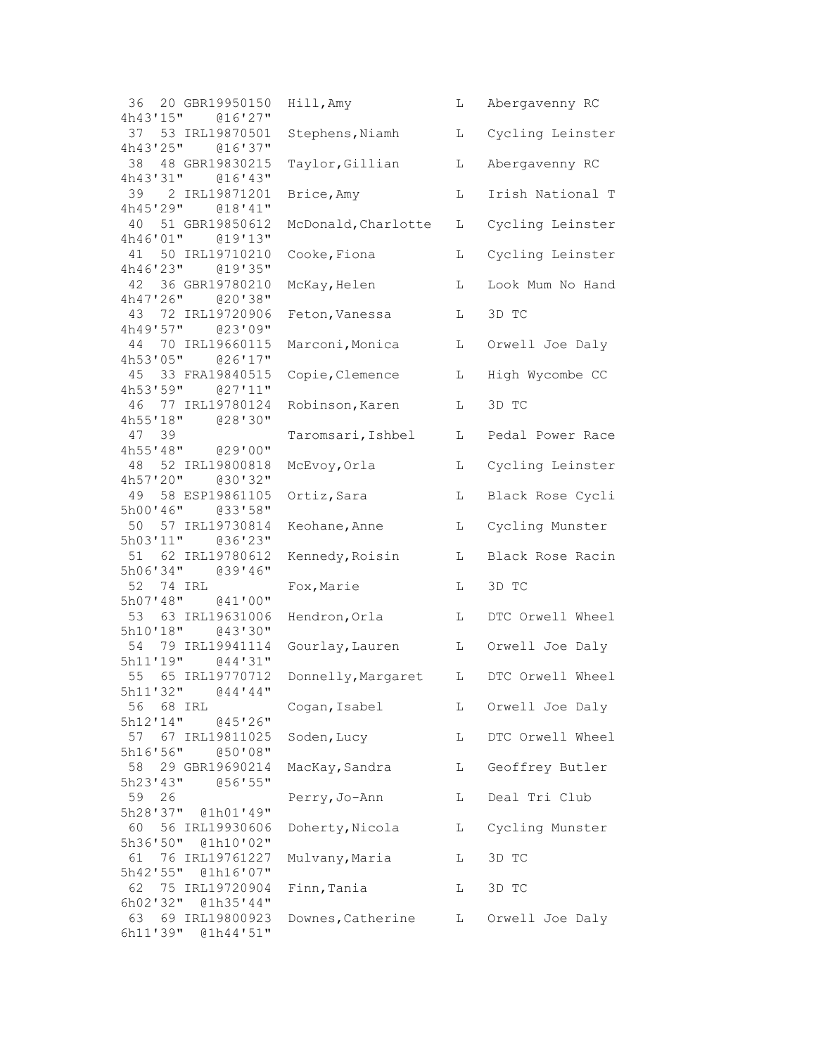```
 36  20 GBR19950150  Hill,Amy             L   Abergavenny RC
4h43'15"    @16'27"
 37  53 IRL19870501  Stephens,Niamh       L   Cycling Leinster
4h43'25"    @16'37"
 38  48 GBR19830215  Taylor,Gillian       L   Abergavenny RC
4h43'31"    @16'43"
 39   2 IRL19871201  Brice,Amy            L   Irish National T
4h45'29"    @18'41"
 40  51 GBR19850612  McDonald,Charlotte   L   Cycling Leinster
4h46'01"    @19'13"
 41  50 IRL19710210  Cooke,Fiona          L   Cycling Leinster
4h46'23"    @19'35"
 42  36 GBR19780210  McKay,Helen          L   Look Mum No Hand
4h47'26"    @20'38"
 43  72 IRL19720906  Feton,Vanessa        L   3D TC
4h49'57"    @23'09"
 44  70 IRL19660115  Marconi,Monica       L   Orwell Joe Daly
4h53'05"    @26'17"
 45  33 FRA19840515  Copie,Clemence       L   High Wycombe CC
4h53'59"    @27'11"
 46  77 IRL19780124  Robinson,Karen       L   3D TC
4h55'18"    @28'30"
 47  39              Taromsari,Ishbel     L   Pedal Power Race
4h55'48"    @29'00"
 48  52 IRL19800818  McEvoy,Orla          L   Cycling Leinster
4h57'20"    @30'32"
 49  58 ESP19861105  Ortiz,Sara           L   Black Rose Cycli
5h00'46"    @33'58"
 50  57 IRL19730814  Keohane,Anne         L   Cycling Munster
5h03'11"    @36'23"
 51  62 IRL19780612  Kennedy,Roisin       L   Black Rose Racin
5h06'34"    @39'46"
 52  74 IRL          Fox,Marie            L   3D TC
5h07'48"    @41'00"
 53  63 IRL19631006  Hendron,Orla         L   DTC Orwell Wheel
5h10'18"    @43'30"
 54  79 IRL19941114  Gourlay,Lauren       L   Orwell Joe Daly
5h11'19"    @44'31"
 55  65 IRL19770712  Donnelly,Margaret    L   DTC Orwell Wheel
5h11'32"    @44'44"
 56  68 IRL          Cogan,Isabel         L   Orwell Joe Daly
5h12'14"    @45'26"
 57  67 IRL19811025  Soden,Lucy           L   DTC Orwell Wheel
5h16'56"    @50'08"
 58  29 GBR19690214  MacKay,Sandra        L   Geoffrey Butler
5h23'43"    @56'55"
 59  26              Perry,Jo-Ann         L   Deal Tri Club
5h28'37"  @1h01'49"
 60  56 IRL19930606  Doherty,Nicola       L   Cycling Munster
5h36'50"  @1h10'02"
 61  76 IRL19761227  Mulvany,Maria        L   3D TC
5h42'55"  @1h16'07"
 62  75 IRL19720904  Finn,Tania           L   3D TC
6h02'32"  @1h35'44"
 63  69 IRL19800923  Downes,Catherine     L   Orwell Joe Daly
6h11'39"  @1h44'51"
```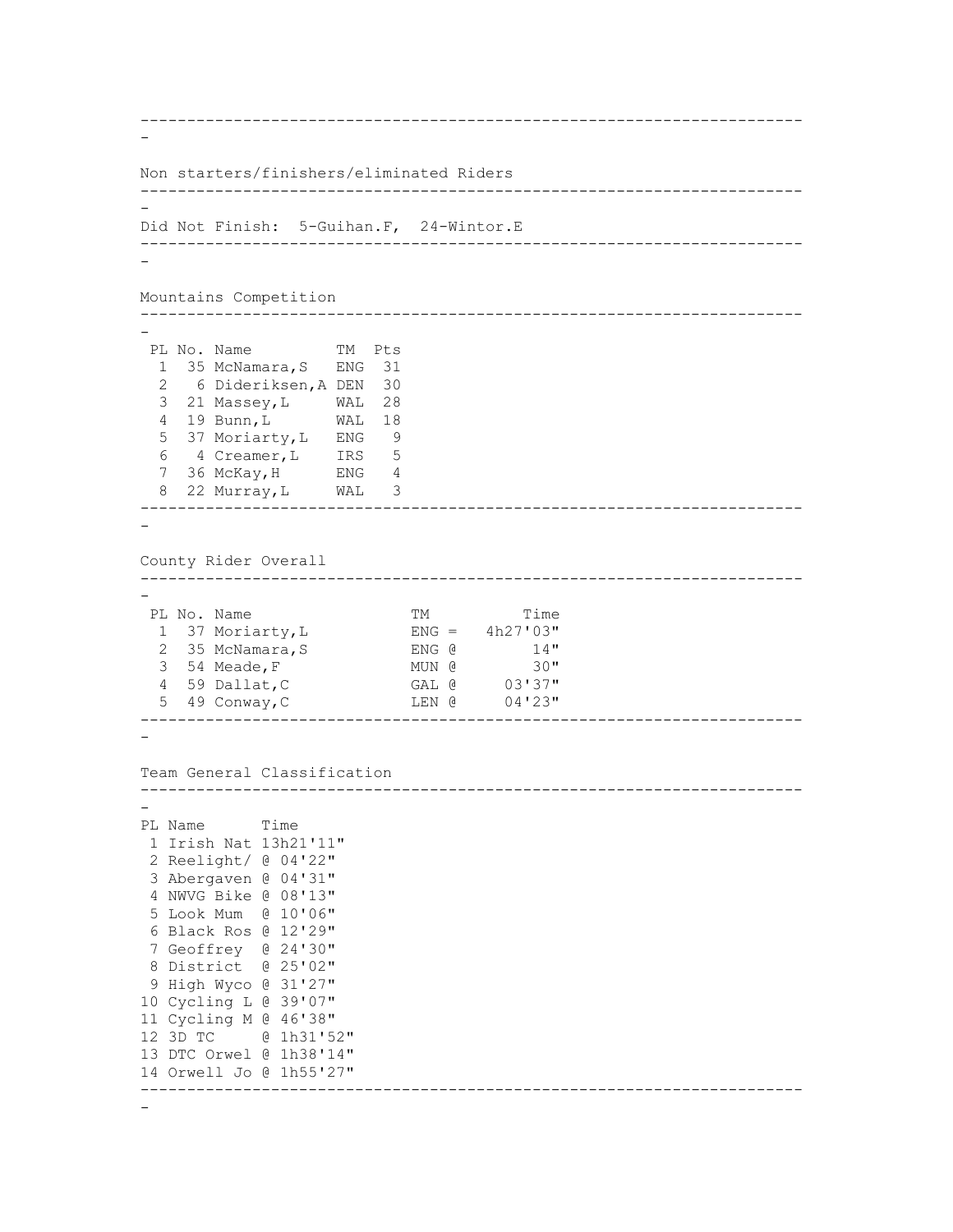Non starters/finishers/eliminated Riders

Did Not Finish: 5-Guihan.F, 24-Wintor.E

## Mountains Competition

| PL | No. | Name | TM | Pts |
|---|---|---|---|---|
| 1 | 35 | McNamara,S | ENG | 31 |
| 2 | 6 | Dideriksen,A | DEN | 30 |
| 3 | 21 | Massey,L | WAL | 28 |
| 4 | 19 | Bunn,L | WAL | 18 |
| 5 | 37 | Moriarty,L | ENG | 9 |
| 6 | 4 | Creamer,L | IRS | 5 |
| 7 | 36 | McKay,H | ENG | 4 |
| 8 | 22 | Murray,L | WAL | 3 |

## County Rider Overall

| PL | No. | Name | TM | | Time |
|---|---|---|---|---|---|
| 1 | 37 | Moriarty,L | ENG | = | 4h27'03" |
| 2 | 35 | McNamara,S | ENG | @ | 14" |
| 3 | 54 | Meade,F | MUN | @ | 30" |
| 4 | 59 | Dallat,C | GAL | @ | 03'37" |
| 5 | 49 | Conway,C | LEN | @ | 04'23" |

## Team General Classification

| PL | Name | Time |
|---|---|---|
| 1 | Irish Nat | 13h21'11" |
| 2 | Reelight/ | @ 04'22" |
| 3 | Abergaven | @ 04'31" |
| 4 | NWVG Bike | @ 08'13" |
| 5 | Look Mum | @ 10'06" |
| 6 | Black Ros | @ 12'29" |
| 7 | Geoffrey | @ 24'30" |
| 8 | District | @ 25'02" |
| 9 | High Wyco | @ 31'27" |
| 10 | Cycling L | @ 39'07" |
| 11 | Cycling M | @ 46'38" |
| 12 | 3D TC | @ 1h31'52" |
| 13 | DTC Orwel | @ 1h38'14" |
| 14 | Orwell Jo | @ 1h55'27" |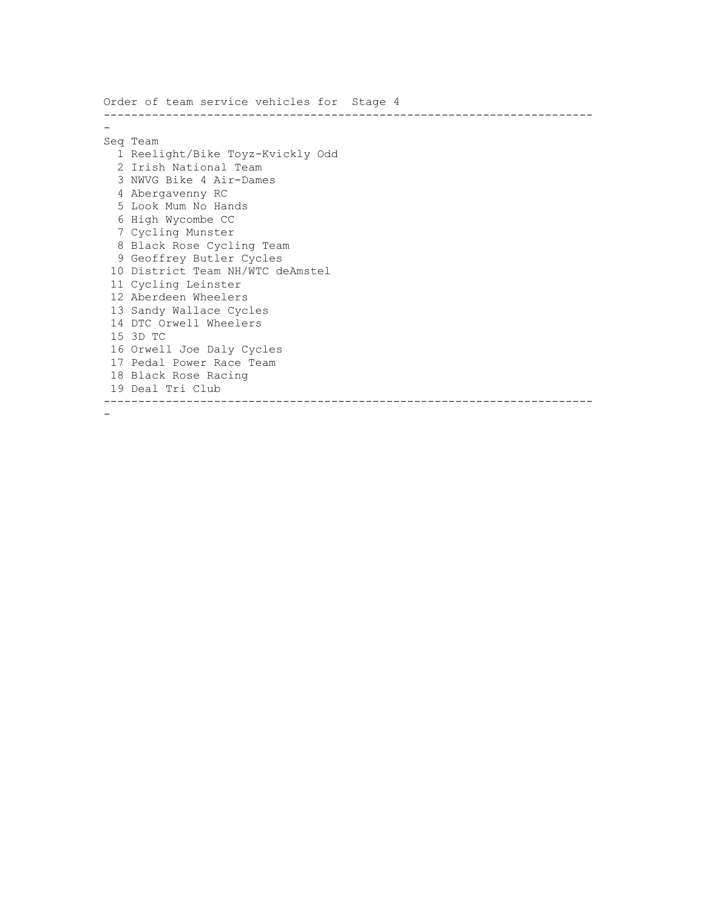Order of team service vehicles for Stage 4

| Seq | Team |
|---|---|
| 1 | Reelight/Bike Toyz-Kvickly Odd |
| 2 | Irish National Team |
| 3 | NWVG Bike 4 Air-Dames |
| 4 | Abergavenny RC |
| 5 | Look Mum No Hands |
| 6 | High Wycombe CC |
| 7 | Cycling Munster |
| 8 | Black Rose Cycling Team |
| 9 | Geoffrey Butler Cycles |
| 10 | District Team NH/WTC deAmstel |
| 11 | Cycling Leinster |
| 12 | Aberdeen Wheelers |
| 13 | Sandy Wallace Cycles |
| 14 | DTC Orwell Wheelers |
| 15 | 3D TC |
| 16 | Orwell Joe Daly Cycles |
| 17 | Pedal Power Race Team |
| 18 | Black Rose Racing |
| 19 | Deal Tri Club |